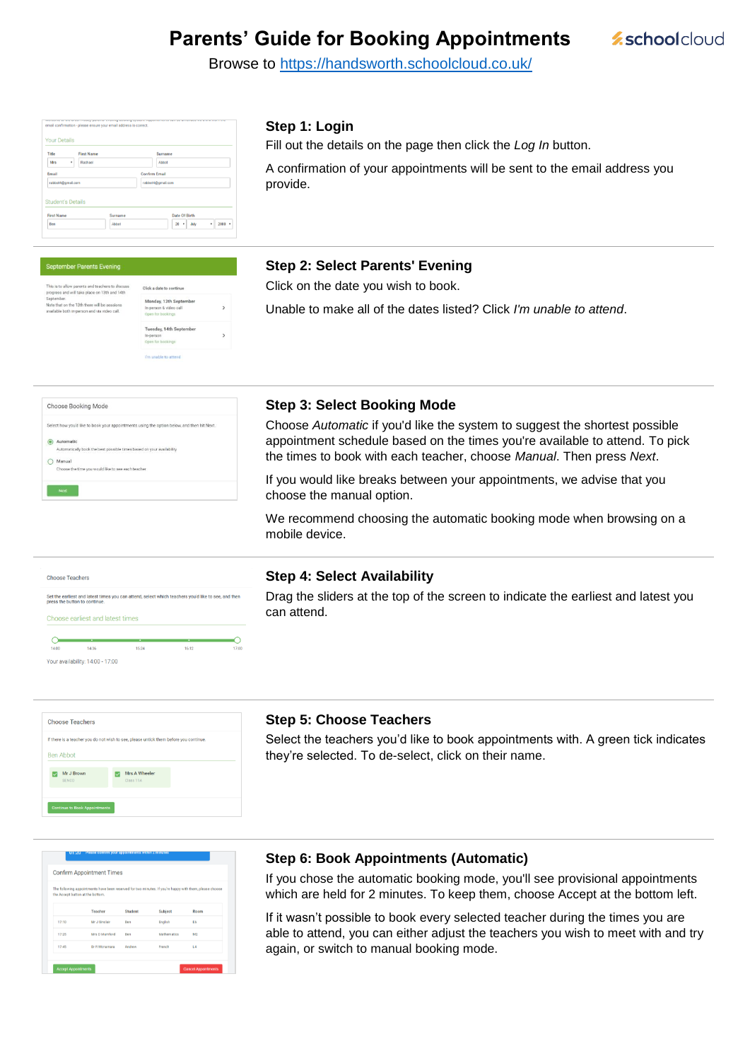# Parents' Guide for Booking Appointments

Browse to https://handsworth.schoolcloud.co.uk/

### Step 1: Login

Fill out the details on the page then click the *Log In* button.

A confirmation of your appointments will be sent to the email address you provide.

### Step 2: Select Parents' Evening

Click on the date you wish to book.

Unable to make all of the dates listed? Click *I'm unable to attend*.

### Step 3: Select Booking Mode

Choose *Automatic* if you'd like the system to suggest the shortest possible appointment schedule based on the times you're available to attend. To pick the times to book with each teacher, choose *Manual*. Then press *Next*.

If you would like breaks between your appointments, we advise that you choose the manual option.

We recommend choosing the automatic booking mode when browsing on a mobile device.

### Step 4: Select Availability

Drag the sliders at the top of the screen to indicate the earliest and latest you can attend.

### Step 5: Choose Teachers

Select the teachers you'd like to book appointments with. A green tick indicates they're selected. To de-select, click on their name.

### Step 6: Book Appointments (Automatic)

If you chose the automatic booking mode, you'll see provisional appointments which are held for 2 minutes. To keep them, choose Accept at the bottom left.

If it wasn't possible to book every selected teacher during the times you are able to attend, you can either adjust the teachers you wish to meet with and try again, or switch to manual booking mode.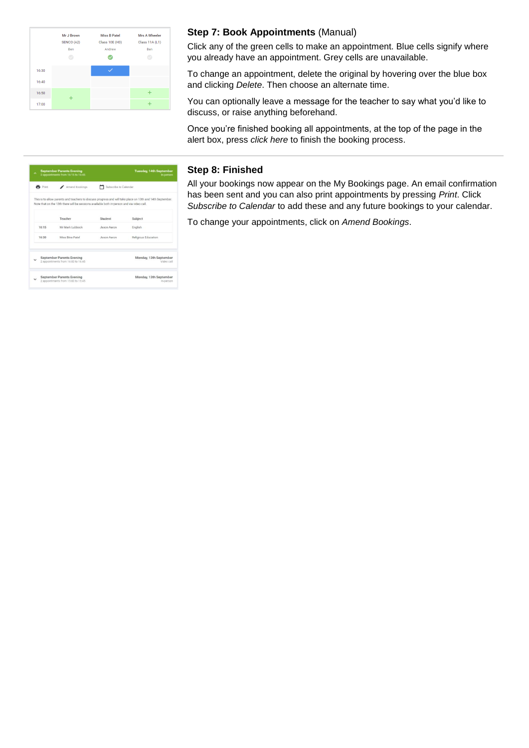## Step 7: Book Appointments (Manual)

Click any of the green cells to make an appointment. Blue cells signify where you already have an appointment. Grey cells are unavailable.

To change an appointment, delete the original by hovering over the blue box and clicking *Delete*. Then choose an alternate time.

You can optionally leave a message for the teacher to say what you'd like to discuss, or raise anything beforehand.

Once you're finished booking all appointments, at the top of the page in the alert box, press *click here* to finish the booking process.

## Step 8: Finished

All your bookings now appear on the My Bookings page. An email confirmation has been sent and you can also print appointments by pressing *Print*. Click *Subscribe to Calendar* to add these and any future bookings to your calendar.

To change your appointments, click on *Amend Bookings*.